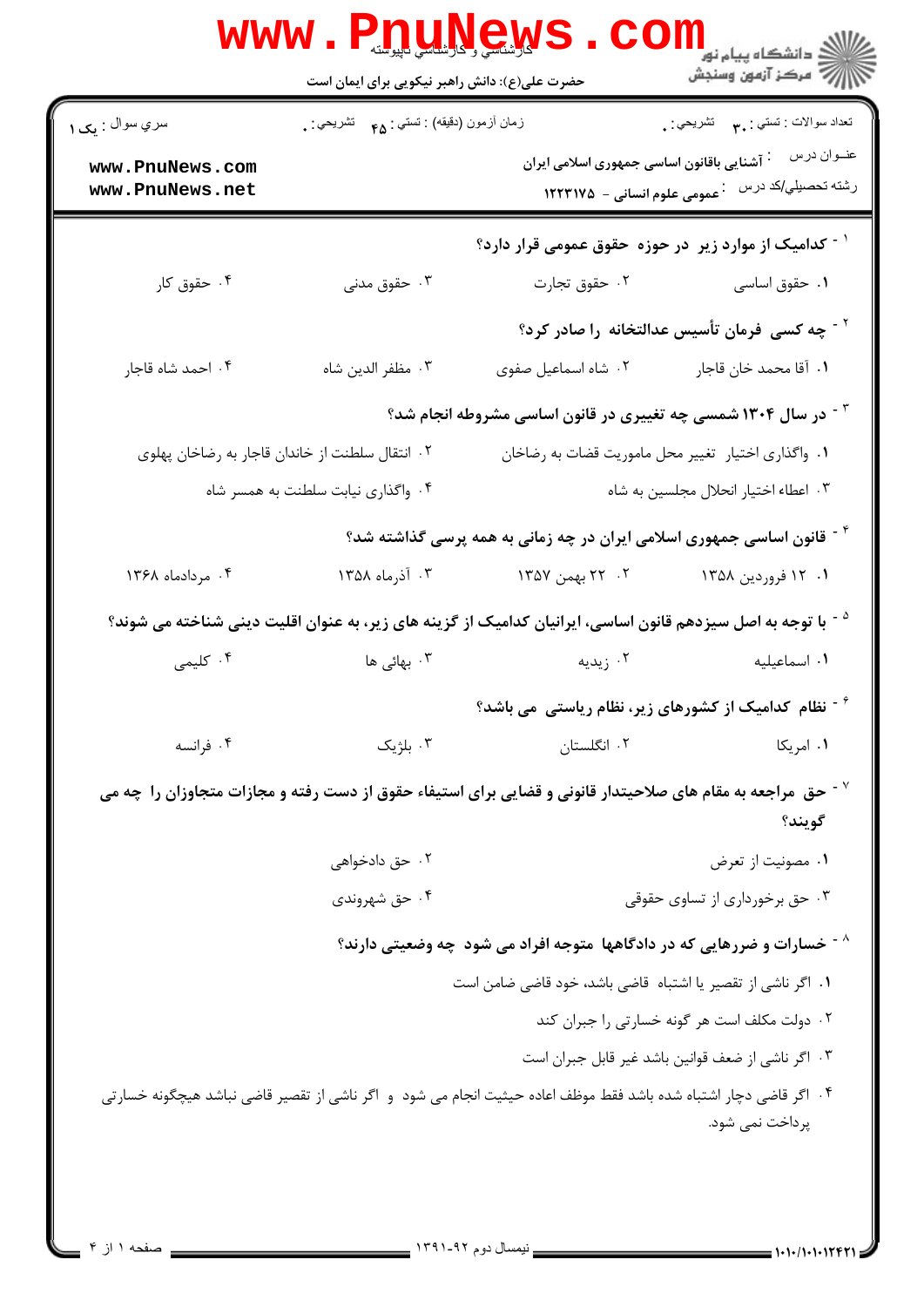کارشناسی و کارشناسی ناپیوسته

حضرت علی(ع): دانش راهبر نیکویی برای ایمان است

دانشگاه پیام نور
مرکز آزمون وسنجش

| سري سوال : یک ۱ | زمان آزمون (دقیقه) : تستي : ۴۵ تشریحي : ۰ | تعداد سوالات : تستي : ۳۰ تشریحي : ۰ |
|---|---|---|

عنــوان درس : آشنایی باقانون اساسی جمهوری اسلامی ایران

رشته تحصيلي/کد درس : عمومی علوم انسانی - ۱۲۲۳۱۷۵

۱- کدامیک از موارد زیر در حوزه حقوق عمومی قرار دارد؟

۱. حقوق اساسی
۲. حقوق تجارت
۳. حقوق مدنی
۴. حقوق کار

۲- چه کسی فرمان تأسیس عدالتخانه را صادر کرد؟

۱. آقا محمد خان قاجار
۲. شاه اسماعیل صفوی
۳. مظفر الدین شاه
۴. احمد شاه قاجار

۳- در سال ۱۳۰۴ شمسی چه تغییری در قانون اساسی مشروطه انجام شد؟

۱. واگذاری اختیار تغییر محل ماموریت قضات به رضاخان
۲. انتقال سلطنت از خاندان قاجار به رضاخان پهلوی
۳. اعطاء اختیار انحلال مجلسین به شاه
۴. واگذاری نیابت سلطنت به همسر شاه

۴- قانون اساسی جمهوری اسلامی ایران در چه زمانی به همه پرسی گذاشته شد؟

۱. ۱۲ فروردین ۱۳۵۸
۲. ۲۲ بهمن ۱۳۵۷
۳. آذرماه ۱۳۵۸
۴. مردادماه ۱۳۶۸

۵- با توجه به اصل سیزدهم قانون اساسی، ایرانیان کدامیک از گزینه های زیر، به عنوان اقلیت دینی شناخته می شوند؟

۱. اسماعیلیه
۲. زیدیه
۳. بهائی ها
۴. کلیمی

۶- نظام کدامیک از کشورهای زیر، نظام ریاستی می باشد؟

۱. امریکا
۲. انگلستان
۳. بلژیک
۴. فرانسه

۷- حق مراجعه به مقام های صلاحیتدار قانونی و قضایی برای استیفاء حقوق از دست رفته و مجازات متجاوزان را چه می گویند؟

۱. مصونیت از تعرض
۲. حق دادخواهی
۳. حق برخورداری از تساوی حقوقی
۴. حق شهروندی

۸- خسارات و ضررهایی که در دادگاهها متوجه افراد می شود چه وضعیتی دارند؟

۱. اگر ناشی از تقصیر یا اشتباه قاضی باشد، خود قاضی ضامن است
۲. دولت مکلف است هر گونه خسارتی را جبران کند
۳. اگر ناشی از ضعف قوانین باشد غیر قابل جبران است
۴. اگر قاضی دچار اشتباه شده باشد فقط موظف اعاده حیثیت انجام می شود و اگر ناشی از تقصیر قاضی نباشد هیچگونه خسارتی پرداخت نمی شود.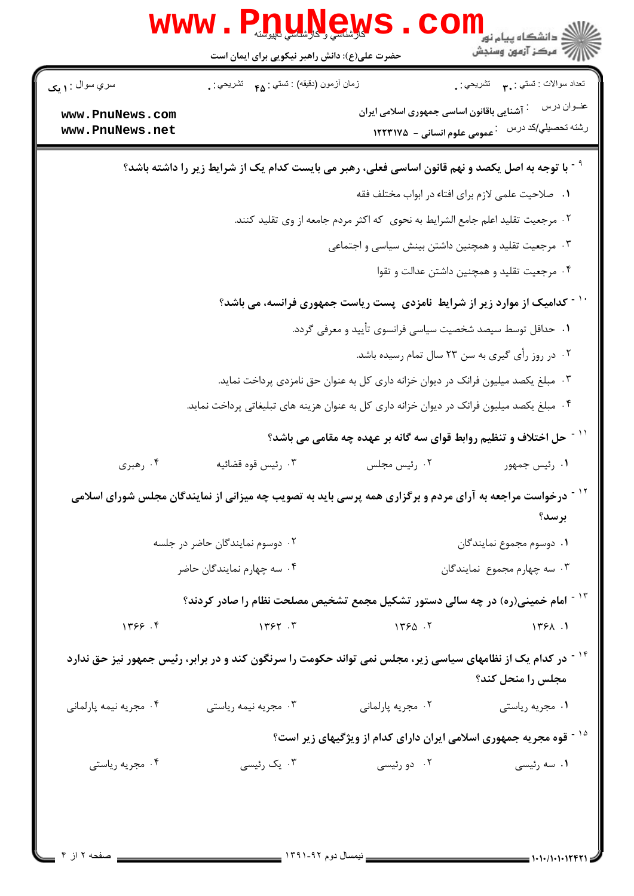۹- با توجه به اصل یکصد و نهم قانون اساسی فعلی، رهبر می بایست کدام یک از شرایط زیر را داشته باشد؟

۱. صلاحیت علمی لازم برای افتاء در ابواب مختلف فقه

۲. مرجعیت تقلید اعلم جامع الشرایط به نحوی که اکثر مردم جامعه از وی تقلید کنند.

۳. مرجعیت تقلید و همچنین داشتن بینش سیاسی و اجتماعی

۴. مرجعیت تقلید و همچنین داشتن عدالت و تقوا

۱۰- کدامیک از موارد زیر از شرایط نامزدی پست ریاست جمهوری فرانسه، می باشد؟

۱. حداقل توسط سیصد شخصیت سیاسی فرانسوی تأیید و معرفی گردد.

۲. در روز رأی گیری به سن ۲۳ سال تمام رسیده باشد.

۳. مبلغ یکصد میلیون فرانک در دیوان خزانه داری کل به عنوان حق نامزدی پرداخت نماید.

۴. مبلغ یکصد میلیون فرانک در دیوان خزانه داری کل به عنوان هزینه های تبلیغاتی پرداخت نماید.

۱۱- حل اختلاف و تنظیم روابط قوای سه گانه بر عهده چه مقامی می باشد؟

۱. رئیس جمهور
۲. رئیس مجلس
۳. رئیس قوه قضائیه
۴. رهبری

۱۲- درخواست مراجعه به آرای مردم و برگزاری همه پرسی باید به تصویب چه میزانی از نمایندگان مجلس شورای اسلامی برسد؟

۱. دوسوم مجموع نمایندگان
۲. دوسوم نمایندگان حاضر در جلسه
۳. سه چهارم مجموع نمایندگان
۴. سه چهارم نمایندگان حاضر

۱۳- امام خمینی(ره) در چه سالی دستور تشکیل مجمع تشخیص مصلحت نظام را صادر کردند؟

۱. ۱۳۶۸
۲. ۱۳۶۵
۳. ۱۳۶۲
۴. ۱۳۶۶

۱۴- در کدام یک از نظامهای سیاسی زیر، مجلس نمی تواند حکومت را سرنگون کند و در برابر، رئیس جمهور نیز حق ندارد مجلس را منحل کند؟

۱. مجریه ریاستی
۲. مجریه پارلمانی
۳. مجریه نیمه ریاستی
۴. مجریه نیمه پارلمانی

۱۵- قوه مجریه جمهوری اسلامی ایران دارای کدام از ویژگیهای زیر است؟

۱. سه رئیسی
۲. دو رئیسی
۳. یک رئیسی
۴. مجریه ریاستی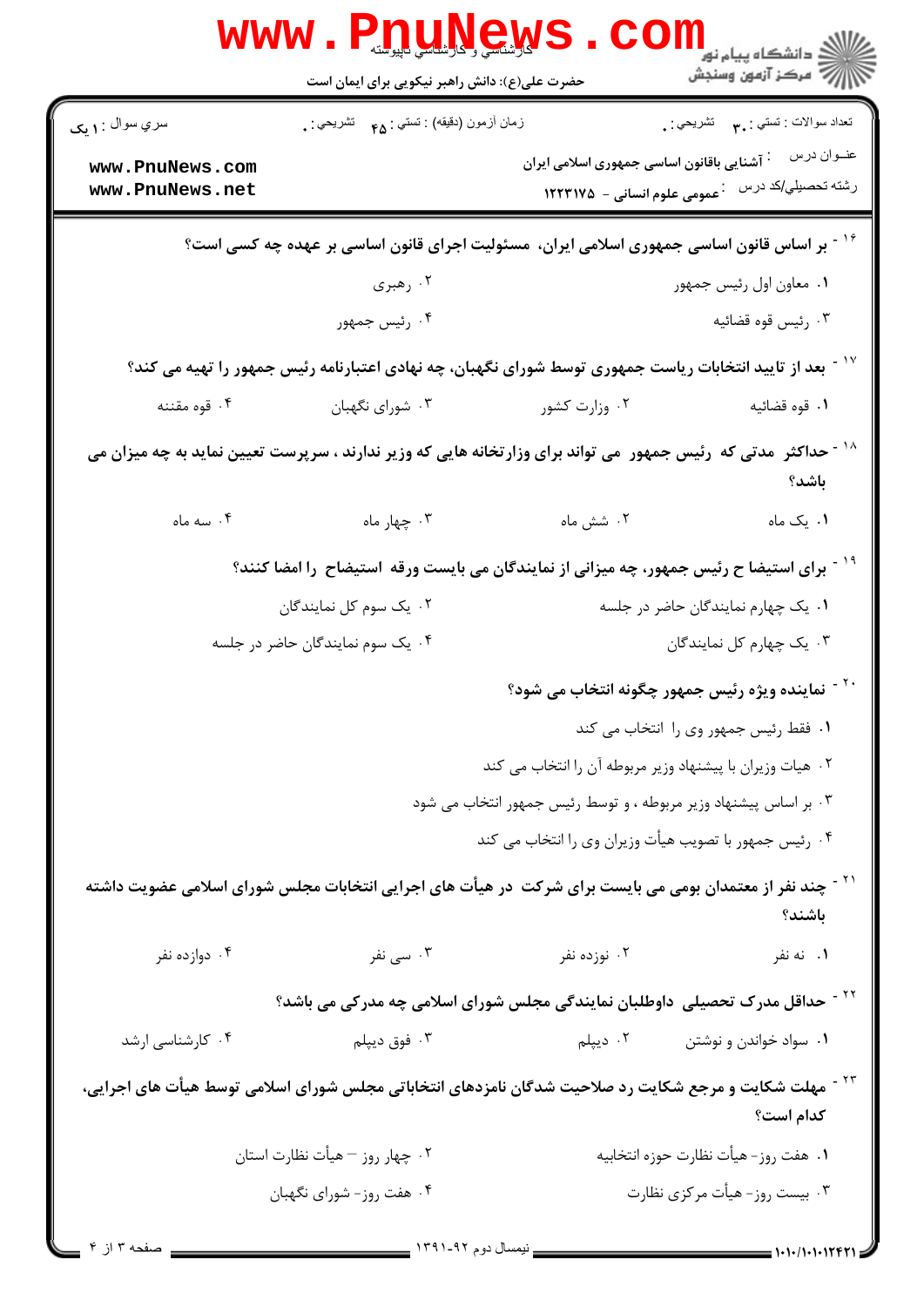۱۶ - بر اساس قانون اساسی جمهوری اسلامی ایران، مسئولیت اجرای قانون اساسی بر عهده چه کسی است؟

۱. معاون اول رئیس جمهور
۲. رهبری
۳. رئیس قوه قضائیه
۴. رئیس جمهور

۱۷ - بعد از تایید انتخابات ریاست جمهوری توسط شورای نگهبان، چه نهادی اعتبارنامه رئیس جمهور را تهیه می کند؟

۱. قوه قضائیه
۲. وزارت کشور
۳. شورای نگهبان
۴. قوه مقننه

۱۸ - حداکثر مدتی که رئیس جمهور می تواند برای وزارتخانه هایی که وزیر ندارند ، سرپرست تعیین نماید به چه میزان می باشد؟

۱. یک ماه
۲. شش ماه
۳. چهار ماه
۴. سه ماه

۱۹ - برای استیضا ح رئیس جمهور، چه میزانی از نمایندگان می بایست ورقه استیضاح را امضا کنند؟

۱. یک چهارم نمایندگان حاضر در جلسه
۲. یک سوم کل نمایندگان
۳. یک چهارم کل نمایندگان
۴. یک سوم نمایندگان حاضر در جلسه

۲۰ - نماینده ویژه رئیس جمهور چگونه انتخاب می شود؟

۱. فقط رئیس جمهور وی را انتخاب می کند
۲. هیات وزیران با پیشنهاد وزیر مربوطه آن را انتخاب می کند
۳. بر اساس پیشنهاد وزیر مربوطه ، و توسط رئیس جمهور انتخاب می شود
۴. رئیس جمهور با تصویب هیأت وزیران وی را انتخاب می کند

۲۱ - چند نفر از معتمدان بومی می بایست برای شرکت در هیأت های اجرایی انتخابات مجلس شورای اسلامی عضویت داشته باشند؟

۱. نه نفر
۲. نوزده نفر
۳. سی نفر
۴. دوازده نفر

۲۲ - حداقل مدرک تحصیلی داوطلبان نمایندگی مجلس شورای اسلامی چه مدرکی می باشد؟

۱. سواد خواندن و نوشتن
۲. دیپلم
۳. فوق دیپلم
۴. کارشناسی ارشد

۲۳ - مهلت شکایت و مرجع شکایت رد صلاحیت شدگان نامزدهای انتخاباتی مجلس شورای اسلامی توسط هیأت های اجرایی، کدام است؟

۱. هفت روز- هیأت نظارت حوزه انتخابیه
۲. چهار روز – هیأت نظارت استان
۳. بیست روز- هیأت مرکزی نظارت
۴. هفت روز- شورای نگهبان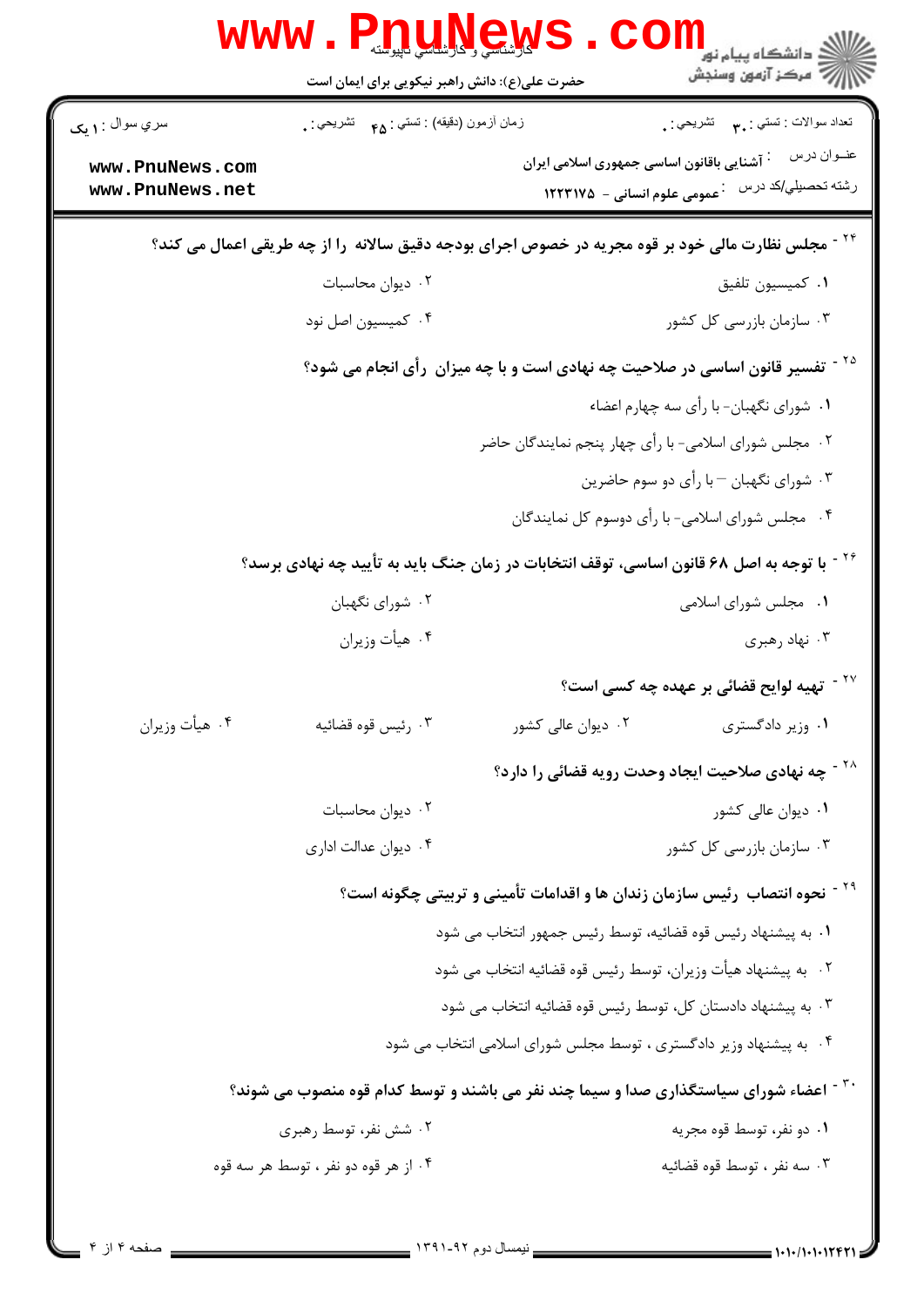۲۴ - مجلس نظارت مالی خود بر قوه مجریه در خصوص اجرای بودجه دقیق سالانه را از چه طریقی اعمال می کند؟

۱. کمیسیون تلفیق
۲. دیوان محاسبات
۳. سازمان بازرسی کل کشور
۴. کمیسیون اصل نود

۲۵ - تفسیر قانون اساسی در صلاحیت چه نهادی است و با چه میزان رأی انجام می شود؟

۱. شورای نگهبان- با رأی سه چهارم اعضاء
۲. مجلس شورای اسلامی- با رأی چهار پنجم نمایندگان حاضر
۳. شورای نگهبان – با رأی دو سوم حاضرین
۴. مجلس شورای اسلامی- با رأی دوسوم کل نمایندگان

۲۶ - با توجه به اصل ۶۸ قانون اساسی، توقف انتخابات در زمان جنگ باید به تأیید چه نهادی برسد؟

۱. مجلس شورای اسلامی
۲. شورای نگهبان
۳. نهاد رهبری
۴. هیأت وزیران

۲۷ - تهیه لوایح قضائی بر عهده چه کسی است؟

۱. وزیر دادگستری
۲. دیوان عالی کشور
۳. رئیس قوه قضائیه
۴. هیأت وزیران

۲۸ - چه نهادی صلاحیت ایجاد وحدت رویه قضائی را دارد؟

۱. دیوان عالی کشور
۲. دیوان محاسبات
۳. سازمان بازرسی کل کشور
۴. دیوان عدالت اداری

۲۹ - نحوه انتصاب رئیس سازمان زندان ها و اقدامات تأمینی و تربیتی چگونه است؟

۱. به پیشنهاد رئیس قوه قضائیه، توسط رئیس جمهور انتخاب می شود
۲. به پیشنهاد هیأت وزیران، توسط رئیس قوه قضائیه انتخاب می شود
۳. به پیشنهاد دادستان کل، توسط رئیس قوه قضائیه انتخاب می شود
۴. به پیشنهاد وزیر دادگستری ، توسط مجلس شورای اسلامی انتخاب می شود

۳۰ - اعضاء شورای سیاستگذاری صدا و سیما چند نفر می باشند و توسط کدام قوه منصوب می شوند؟

۱. دو نفر، توسط قوه مجریه
۲. شش نفر، توسط رهبری
۳. سه نفر ، توسط قوه قضائیه
۴. از هر قوه دو نفر ، توسط هر سه قوه